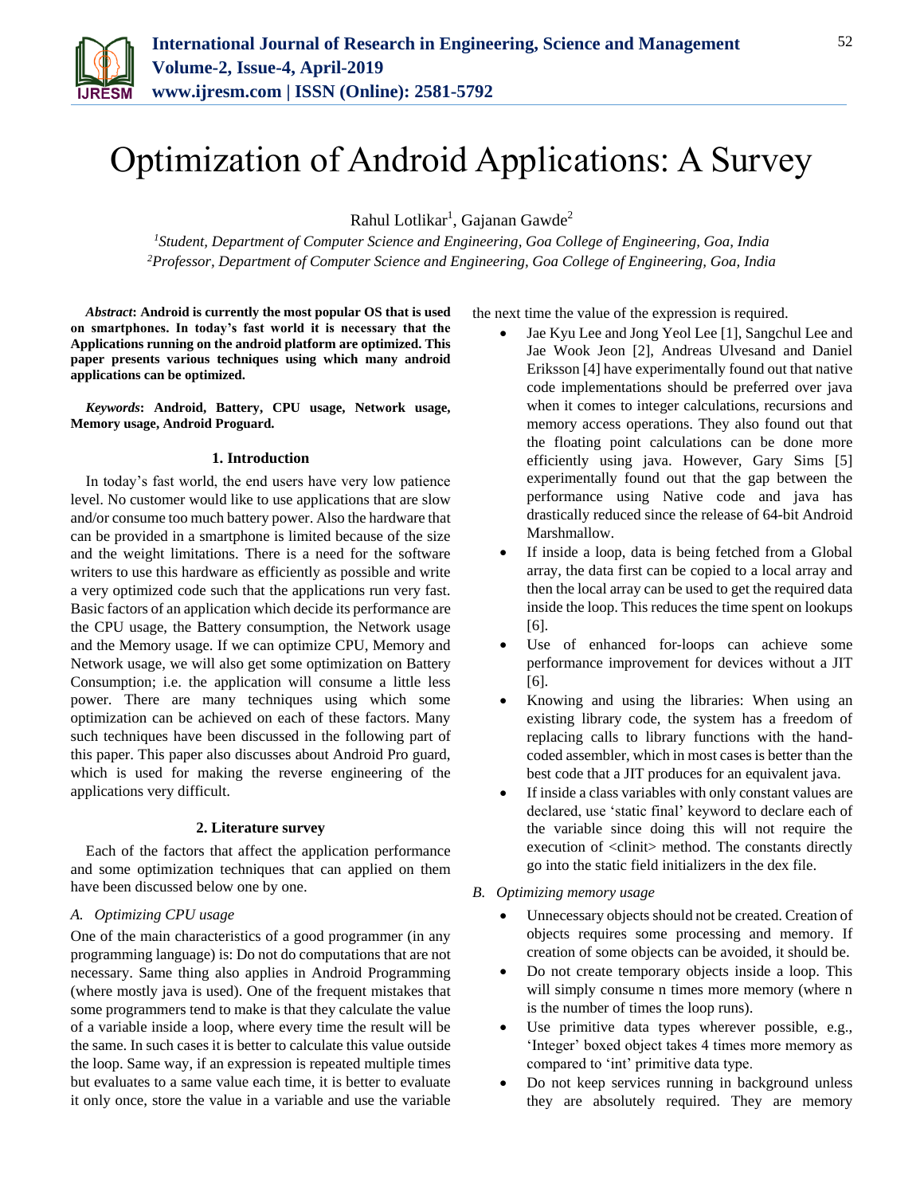# Optimization of Android Applications: A Survey

Rahul Lotlikar[1], Gajanan Gawde[2]

[1]*Student, Department of Computer Science and Engineering, Goa College of Engineering, Goa, India*
[2]*Professor, Department of Computer Science and Engineering, Goa College of Engineering, Goa, India*

***Abstract*: Android is currently the most popular OS that is used on smartphones. In today's fast world it is necessary that the Applications running on the android platform are optimized. This paper presents various techniques using which many android applications can be optimized.**

***Keywords*: Android, Battery, CPU usage, Network usage, Memory usage, Android Proguard.**

## 1. Introduction

In today's fast world, the end users have very low patience level. No customer would like to use applications that are slow and/or consume too much battery power. Also the hardware that can be provided in a smartphone is limited because of the size and the weight limitations. There is a need for the software writers to use this hardware as efficiently as possible and write a very optimized code such that the applications run very fast. Basic factors of an application which decide its performance are the CPU usage, the Battery consumption, the Network usage and the Memory usage. If we can optimize CPU, Memory and Network usage, we will also get some optimization on Battery Consumption; i.e. the application will consume a little less power. There are many techniques using which some optimization can be achieved on each of these factors. Many such techniques have been discussed in the following part of this paper. This paper also discusses about Android Pro guard, which is used for making the reverse engineering of the applications very difficult.

## 2. Literature survey

Each of the factors that affect the application performance and some optimization techniques that can applied on them have been discussed below one by one.

### *A. Optimizing CPU usage*

One of the main characteristics of a good programmer (in any programming language) is: Do not do computations that are not necessary. Same thing also applies in Android Programming (where mostly java is used). One of the frequent mistakes that some programmers tend to make is that they calculate the value of a variable inside a loop, where every time the result will be the same. In such cases it is better to calculate this value outside the loop. Same way, if an expression is repeated multiple times but evaluates to a same value each time, it is better to evaluate it only once, store the value in a variable and use the variable the next time the value of the expression is required.

- Jae Kyu Lee and Jong Yeol Lee [1], Sangchul Lee and Jae Wook Jeon [2], Andreas Ulvesand and Daniel Eriksson [4] have experimentally found out that native code implementations should be preferred over java when it comes to integer calculations, recursions and memory access operations. They also found out that the floating point calculations can be done more efficiently using java. However, Gary Sims [5] experimentally found out that the gap between the performance using Native code and java has drastically reduced since the release of 64-bit Android Marshmallow.
- If inside a loop, data is being fetched from a Global array, the data first can be copied to a local array and then the local array can be used to get the required data inside the loop. This reduces the time spent on lookups [6].
- Use of enhanced for-loops can achieve some performance improvement for devices without a JIT [6].
- Knowing and using the libraries: When using an existing library code, the system has a freedom of replacing calls to library functions with the hand-coded assembler, which in most cases is better than the best code that a JIT produces for an equivalent java.
- If inside a class variables with only constant values are declared, use 'static final' keyword to declare each of the variable since doing this will not require the execution of <clinit> method. The constants directly go into the static field initializers in the dex file.

### *B. Optimizing memory usage*

- Unnecessary objects should not be created. Creation of objects requires some processing and memory. If creation of some objects can be avoided, it should be.
- Do not create temporary objects inside a loop. This will simply consume n times more memory (where n is the number of times the loop runs).
- Use primitive data types wherever possible, e.g., 'Integer' boxed object takes 4 times more memory as compared to 'int' primitive data type.
- Do not keep services running in background unless they are absolutely required. They are memory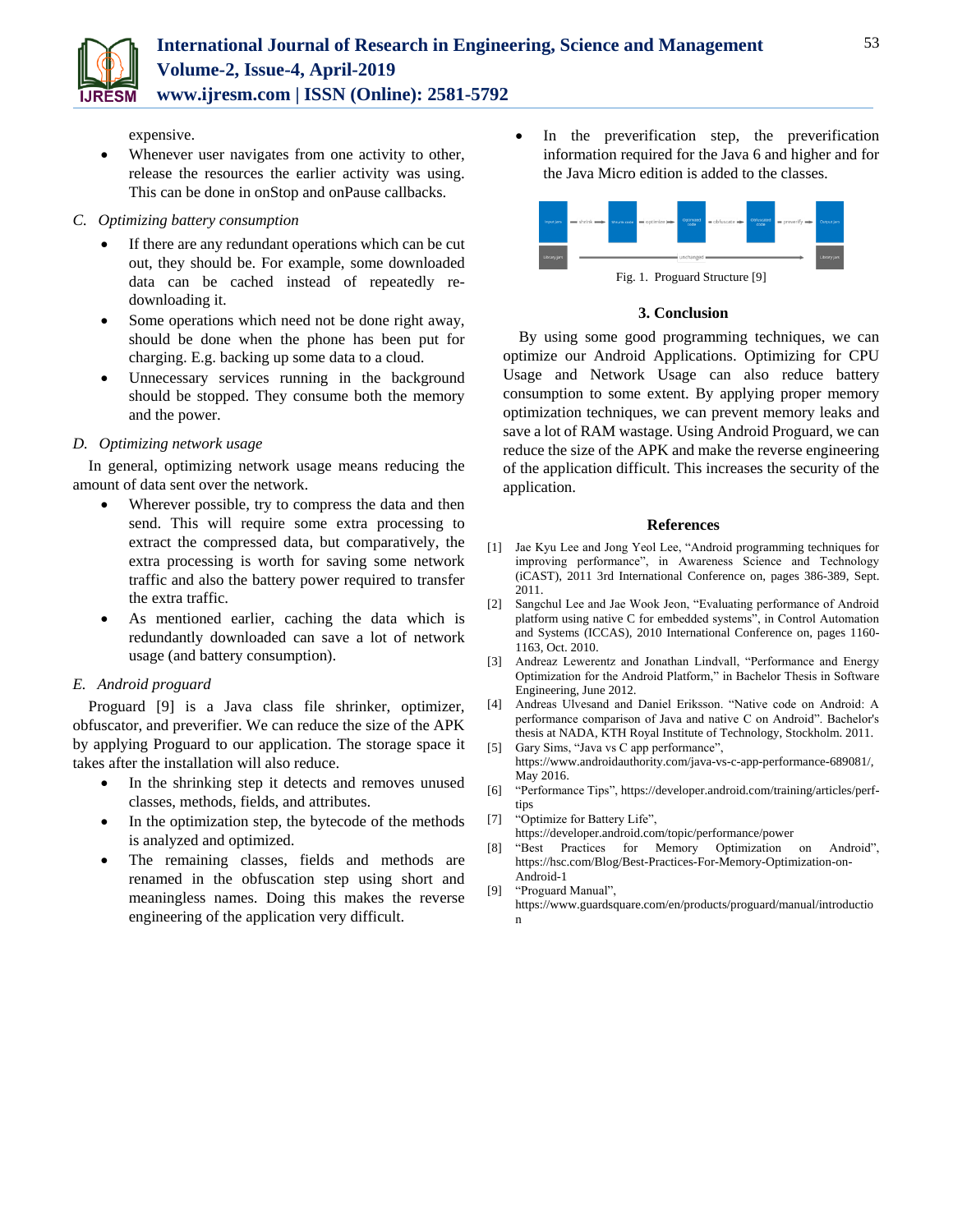expensive.

- Whenever user navigates from one activity to other, release the resources the earlier activity was using. This can be done in onStop and onPause callbacks.

### C. *Optimizing battery consumption*

- If there are any redundant operations which can be cut out, they should be. For example, some downloaded data can be cached instead of repeatedly re-downloading it.
- Some operations which need not be done right away, should be done when the phone has been put for charging. E.g. backing up some data to a cloud.
- Unnecessary services running in the background should be stopped. They consume both the memory and the power.

### D. *Optimizing network usage*

In general, optimizing network usage means reducing the amount of data sent over the network.

- Wherever possible, try to compress the data and then send. This will require some extra processing to extract the compressed data, but comparatively, the extra processing is worth for saving some network traffic and also the battery power required to transfer the extra traffic.
- As mentioned earlier, caching the data which is redundantly downloaded can save a lot of network usage (and battery consumption).

### E. *Android proguard*

Proguard [9] is a Java class file shrinker, optimizer, obfuscator, and preverifier. We can reduce the size of the APK by applying Proguard to our application. The storage space it takes after the installation will also reduce.

- In the shrinking step it detects and removes unused classes, methods, fields, and attributes.
- In the optimization step, the bytecode of the methods is analyzed and optimized.
- The remaining classes, fields and methods are renamed in the obfuscation step using short and meaningless names. Doing this makes the reverse engineering of the application very difficult.
- In the preverification step, the preverification information required for the Java 6 and higher and for the Java Micro edition is added to the classes.

Input jars
shrink
Shrunk code
optimize
Optimized code
obfuscate
Obfuscated code
preverify
Output jars
Library jars
unchanged
Library jars

Fig. 1. Proguard Structure [9]

## 3. Conclusion

By using some good programming techniques, we can optimize our Android Applications. Optimizing for CPU Usage and Network Usage can also reduce battery consumption to some extent. By applying proper memory optimization techniques, we can prevent memory leaks and save a lot of RAM wastage. Using Android Proguard, we can reduce the size of the APK and make the reverse engineering of the application difficult. This increases the security of the application.

## References

[1] Jae Kyu Lee and Jong Yeol Lee, "Android programming techniques for improving performance", in Awareness Science and Technology (iCAST), 2011 3rd International Conference on, pages 386-389, Sept. 2011.

[2] Sangchul Lee and Jae Wook Jeon, "Evaluating performance of Android platform using native C for embedded systems", in Control Automation and Systems (ICCAS), 2010 International Conference on, pages 1160-1163, Oct. 2010.

[3] Andreaz Lewerentz and Jonathan Lindvall, "Performance and Energy Optimization for the Android Platform," in Bachelor Thesis in Software Engineering, June 2012.

[4] Andreas Ulvesand and Daniel Eriksson. "Native code on Android: A performance comparison of Java and native C on Android". Bachelor's thesis at NADA, KTH Royal Institute of Technology, Stockholm. 2011.

[5] Gary Sims, "Java vs C app performance", https://www.androidauthority.com/java-vs-c-app-performance-689081/, May 2016.

[6] "Performance Tips", https://developer.android.com/training/articles/perf-tips

[7] "Optimize for Battery Life", https://developer.android.com/topic/performance/power

[8] "Best Practices for Memory Optimization on Android", https://hsc.com/Blog/Best-Practices-For-Memory-Optimization-on-Android-1

[9] "Proguard Manual", https://www.guardsquare.com/en/products/proguard/manual/introduction